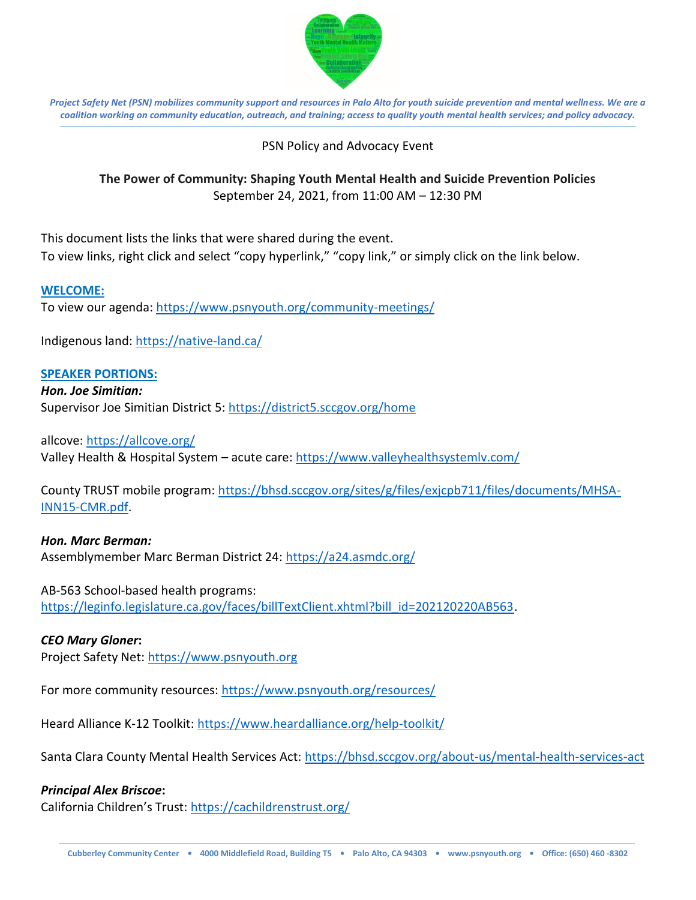*Project Safety Net (PSN) mobilizes community support and resources in Palo Alto for youth suicide prevention and mental wellness. We are a coalition working on community education, outreach, and training; access to quality youth mental health services; and policy advocacy.*

PSN Policy and Advocacy Event

**The Power of Community: Shaping Youth Mental Health and Suicide Prevention Policies**
September 24, 2021, from 11:00 AM – 12:30 PM

This document lists the links that were shared during the event.
To view links, right click and select "copy hyperlink," "copy link," or simply click on the link below.

## WELCOME:

To view our agenda: https://www.psnyouth.org/community-meetings/

Indigenous land: https://native-land.ca/

## SPEAKER PORTIONS:

***Hon. Joe Simitian:***
Supervisor Joe Simitian District 5: https://district5.sccgov.org/home

allcove: https://allcove.org/
Valley Health & Hospital System – acute care: https://www.valleyhealthsystemlv.com/

County TRUST mobile program: https://bhsd.sccgov.org/sites/g/files/exjcpb711/files/documents/MHSA-INN15-CMR.pdf.

***Hon. Marc Berman:***
Assemblymember Marc Berman District 24: https://a24.asmdc.org/

AB-563 School-based health programs:
https://leginfo.legislature.ca.gov/faces/billTextClient.xhtml?bill_id=202120220AB563.

***CEO Mary Gloner*:**
Project Safety Net: https://www.psnyouth.org

For more community resources: https://www.psnyouth.org/resources/

Heard Alliance K-12 Toolkit: https://www.heardalliance.org/help-toolkit/

Santa Clara County Mental Health Services Act: https://bhsd.sccgov.org/about-us/mental-health-services-act

***Principal Alex Briscoe*:**
California Children's Trust: https://cachildrenstrust.org/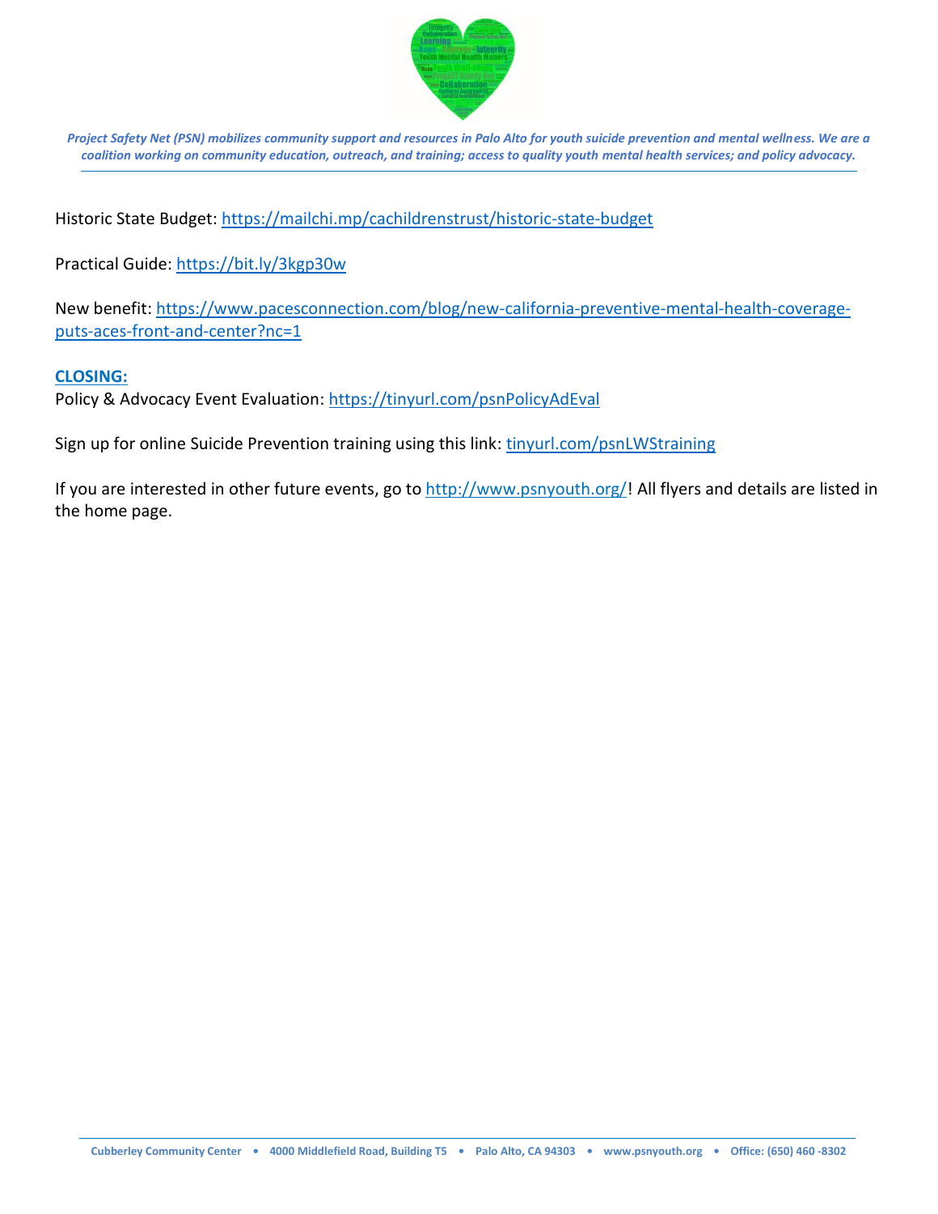*Project Safety Net (PSN) mobilizes community support and resources in Palo Alto for youth suicide prevention and mental wellness. We are a coalition working on community education, outreach, and training; access to quality youth mental health services; and policy advocacy.*

---

Historic State Budget: https://mailchi.mp/cachildrenstrust/historic-state-budget

Practical Guide: https://bit.ly/3kgp30w

New benefit: https://www.pacesconnection.com/blog/new-california-preventive-mental-health-coverage-puts-aces-front-and-center?nc=1

**CLOSING:**

Policy & Advocacy Event Evaluation: https://tinyurl.com/psnPolicyAdEval

Sign up for online Suicide Prevention training using this link: tinyurl.com/psnLWStraining

If you are interested in other future events, go to http://www.psnyouth.org/! All flyers and details are listed in the home page.